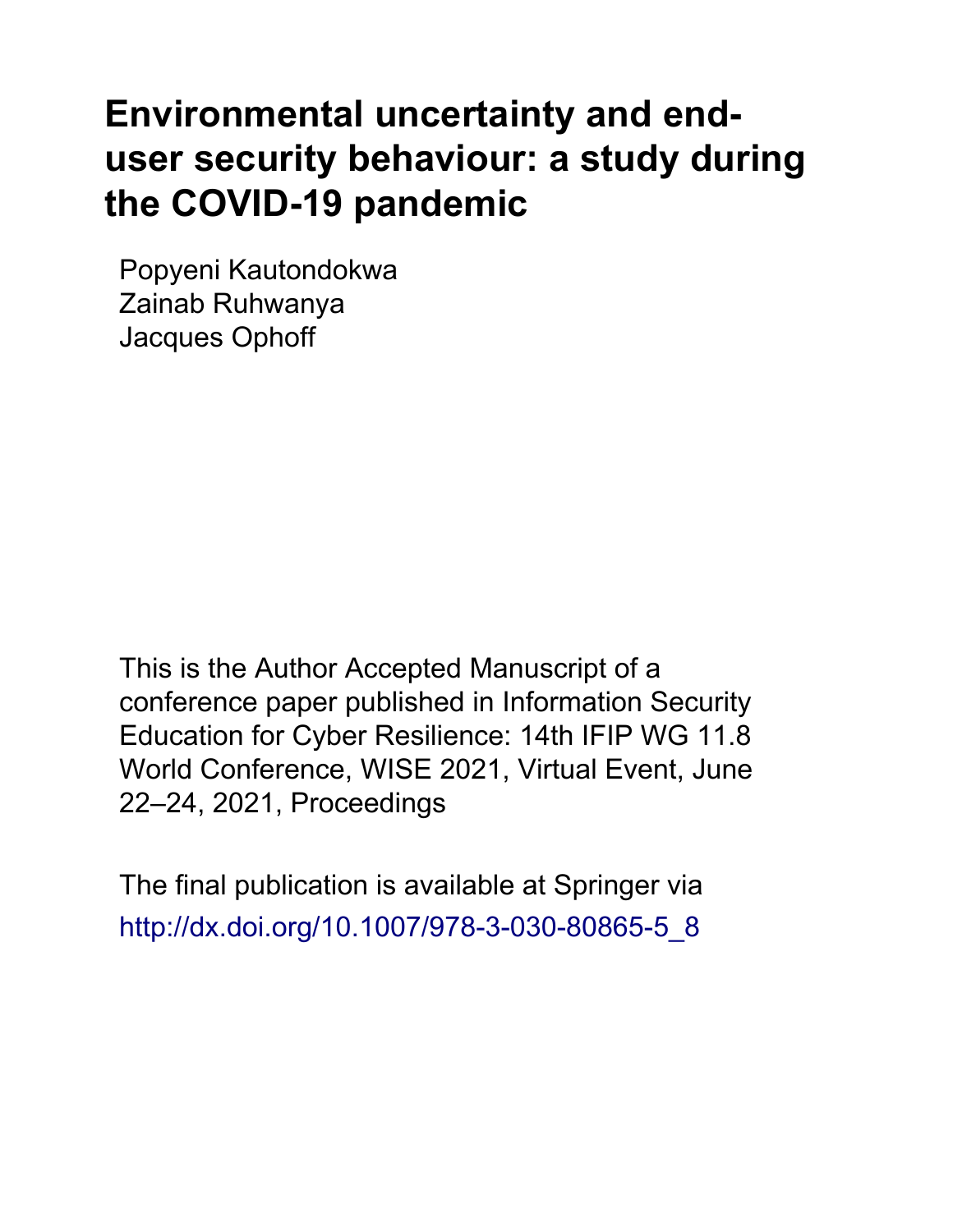# Environmental uncertainty and end-user security behaviour: a study during the COVID-19 pandemic

Popyeni Kautondokwa
Zainab Ruhwanya
Jacques Ophoff

This is the Author Accepted Manuscript of a conference paper published in Information Security Education for Cyber Resilience: 14th IFIP WG 11.8 World Conference, WISE 2021, Virtual Event, June 22–24, 2021, Proceedings

The final publication is available at Springer via http://dx.doi.org/10.1007/978-3-030-80865-5_8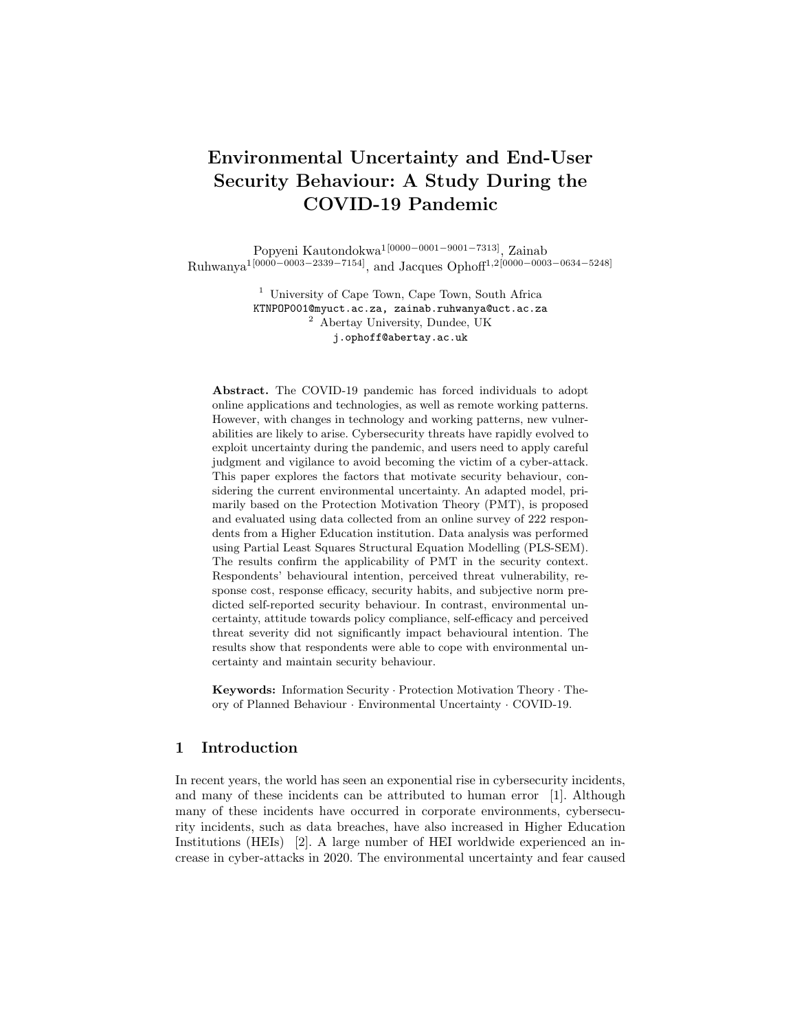# Environmental Uncertainty and End-User Security Behaviour: A Study During the COVID-19 Pandemic

Popyeni Kautondokwa[1[0000−0001−9001−7313]], Zainab Ruhwanya[1[0000−0003−2339−7154]], and Jacques Ophoff[1,2[0000−0003−0634−5248]]

[1] University of Cape Town, Cape Town, South Africa
KTNPOP001@myuct.ac.za, zainab.ruhwanya@uct.ac.za

[2] Abertay University, Dundee, UK
j.ophoff@abertay.ac.uk

**Abstract.** The COVID-19 pandemic has forced individuals to adopt online applications and technologies, as well as remote working patterns. However, with changes in technology and working patterns, new vulnerabilities are likely to arise. Cybersecurity threats have rapidly evolved to exploit uncertainty during the pandemic, and users need to apply careful judgment and vigilance to avoid becoming the victim of a cyber-attack. This paper explores the factors that motivate security behaviour, considering the current environmental uncertainty. An adapted model, primarily based on the Protection Motivation Theory (PMT), is proposed and evaluated using data collected from an online survey of 222 respondents from a Higher Education institution. Data analysis was performed using Partial Least Squares Structural Equation Modelling (PLS-SEM). The results confirm the applicability of PMT in the security context. Respondents' behavioural intention, perceived threat vulnerability, response cost, response efficacy, security habits, and subjective norm predicted self-reported security behaviour. In contrast, environmental uncertainty, attitude towards policy compliance, self-efficacy and perceived threat severity did not significantly impact behavioural intention. The results show that respondents were able to cope with environmental uncertainty and maintain security behaviour.

**Keywords:** Information Security · Protection Motivation Theory · Theory of Planned Behaviour · Environmental Uncertainty · COVID-19.

## 1 Introduction

In recent years, the world has seen an exponential rise in cybersecurity incidents, and many of these incidents can be attributed to human error [1]. Although many of these incidents have occurred in corporate environments, cybersecurity incidents, such as data breaches, have also increased in Higher Education Institutions (HEIs) [2]. A large number of HEI worldwide experienced an increase in cyber-attacks in 2020. The environmental uncertainty and fear caused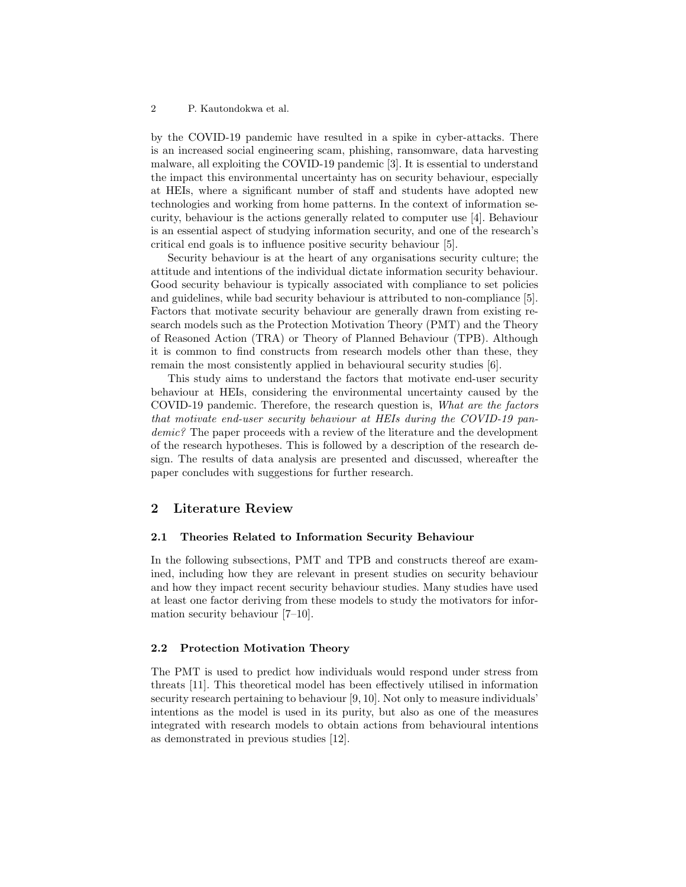by the COVID-19 pandemic have resulted in a spike in cyber-attacks. There is an increased social engineering scam, phishing, ransomware, data harvesting malware, all exploiting the COVID-19 pandemic [3]. It is essential to understand the impact this environmental uncertainty has on security behaviour, especially at HEIs, where a significant number of staff and students have adopted new technologies and working from home patterns. In the context of information security, behaviour is the actions generally related to computer use [4]. Behaviour is an essential aspect of studying information security, and one of the research's critical end goals is to influence positive security behaviour [5].

Security behaviour is at the heart of any organisations security culture; the attitude and intentions of the individual dictate information security behaviour. Good security behaviour is typically associated with compliance to set policies and guidelines, while bad security behaviour is attributed to non-compliance [5]. Factors that motivate security behaviour are generally drawn from existing research models such as the Protection Motivation Theory (PMT) and the Theory of Reasoned Action (TRA) or Theory of Planned Behaviour (TPB). Although it is common to find constructs from research models other than these, they remain the most consistently applied in behavioural security studies [6].

This study aims to understand the factors that motivate end-user security behaviour at HEIs, considering the environmental uncertainty caused by the COVID-19 pandemic. Therefore, the research question is, *What are the factors that motivate end-user security behaviour at HEIs during the COVID-19 pandemic?* The paper proceeds with a review of the literature and the development of the research hypotheses. This is followed by a description of the research design. The results of data analysis are presented and discussed, whereafter the paper concludes with suggestions for further research.

## 2 Literature Review

### 2.1 Theories Related to Information Security Behaviour

In the following subsections, PMT and TPB and constructs thereof are examined, including how they are relevant in present studies on security behaviour and how they impact recent security behaviour studies. Many studies have used at least one factor deriving from these models to study the motivators for information security behaviour [7–10].

### 2.2 Protection Motivation Theory

The PMT is used to predict how individuals would respond under stress from threats [11]. This theoretical model has been effectively utilised in information security research pertaining to behaviour [9, 10]. Not only to measure individuals' intentions as the model is used in its purity, but also as one of the measures integrated with research models to obtain actions from behavioural intentions as demonstrated in previous studies [12].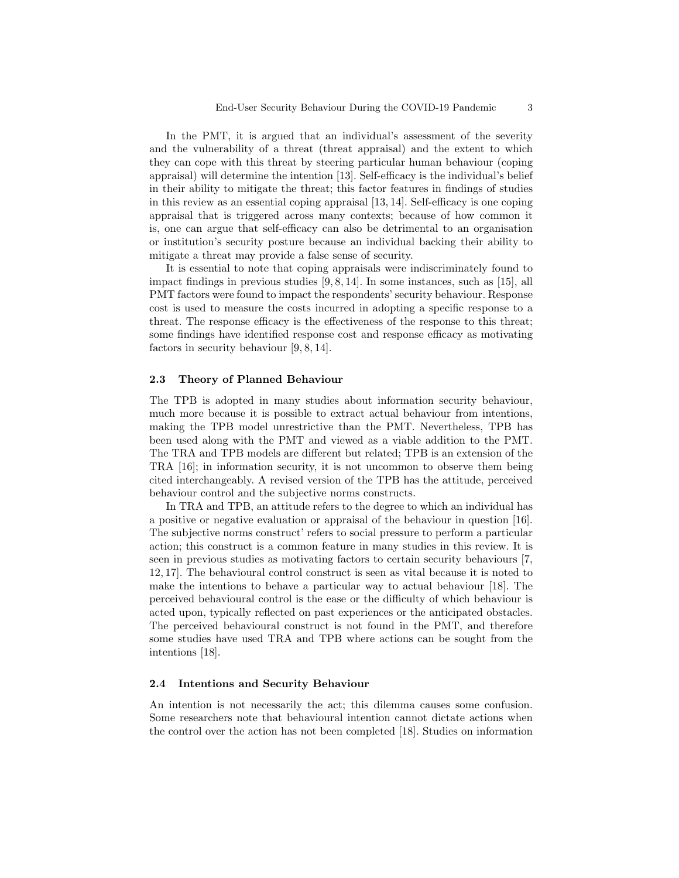In the PMT, it is argued that an individual's assessment of the severity and the vulnerability of a threat (threat appraisal) and the extent to which they can cope with this threat by steering particular human behaviour (coping appraisal) will determine the intention [13]. Self-efficacy is the individual's belief in their ability to mitigate the threat; this factor features in findings of studies in this review as an essential coping appraisal [13, 14]. Self-efficacy is one coping appraisal that is triggered across many contexts; because of how common it is, one can argue that self-efficacy can also be detrimental to an organisation or institution's security posture because an individual backing their ability to mitigate a threat may provide a false sense of security.

It is essential to note that coping appraisals were indiscriminately found to impact findings in previous studies [9, 8, 14]. In some instances, such as [15], all PMT factors were found to impact the respondents' security behaviour. Response cost is used to measure the costs incurred in adopting a specific response to a threat. The response efficacy is the effectiveness of the response to this threat; some findings have identified response cost and response efficacy as motivating factors in security behaviour [9, 8, 14].

### 2.3 Theory of Planned Behaviour

The TPB is adopted in many studies about information security behaviour, much more because it is possible to extract actual behaviour from intentions, making the TPB model unrestrictive than the PMT. Nevertheless, TPB has been used along with the PMT and viewed as a viable addition to the PMT. The TRA and TPB models are different but related; TPB is an extension of the TRA [16]; in information security, it is not uncommon to observe them being cited interchangeably. A revised version of the TPB has the attitude, perceived behaviour control and the subjective norms constructs.

In TRA and TPB, an attitude refers to the degree to which an individual has a positive or negative evaluation or appraisal of the behaviour in question [16]. The subjective norms construct' refers to social pressure to perform a particular action; this construct is a common feature in many studies in this review. It is seen in previous studies as motivating factors to certain security behaviours [7, 12, 17]. The behavioural control construct is seen as vital because it is noted to make the intentions to behave a particular way to actual behaviour [18]. The perceived behavioural control is the ease or the difficulty of which behaviour is acted upon, typically reflected on past experiences or the anticipated obstacles. The perceived behavioural construct is not found in the PMT, and therefore some studies have used TRA and TPB where actions can be sought from the intentions [18].

### 2.4 Intentions and Security Behaviour

An intention is not necessarily the act; this dilemma causes some confusion. Some researchers note that behavioural intention cannot dictate actions when the control over the action has not been completed [18]. Studies on information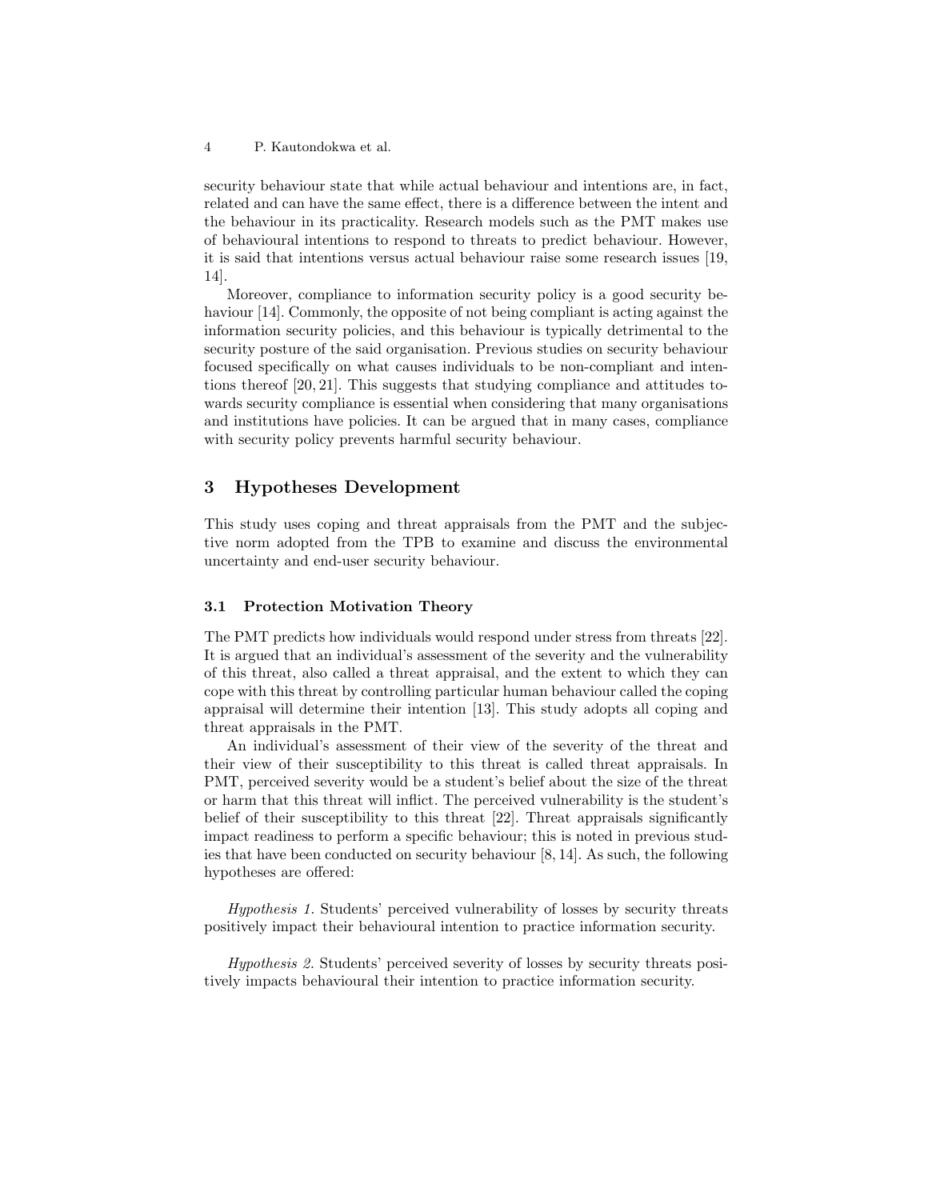security behaviour state that while actual behaviour and intentions are, in fact, related and can have the same effect, there is a difference between the intent and the behaviour in its practicality. Research models such as the PMT makes use of behavioural intentions to respond to threats to predict behaviour. However, it is said that intentions versus actual behaviour raise some research issues [19, 14].

Moreover, compliance to information security policy is a good security behaviour [14]. Commonly, the opposite of not being compliant is acting against the information security policies, and this behaviour is typically detrimental to the security posture of the said organisation. Previous studies on security behaviour focused specifically on what causes individuals to be non-compliant and intentions thereof [20, 21]. This suggests that studying compliance and attitudes towards security compliance is essential when considering that many organisations and institutions have policies. It can be argued that in many cases, compliance with security policy prevents harmful security behaviour.

## 3 Hypotheses Development

This study uses coping and threat appraisals from the PMT and the subjective norm adopted from the TPB to examine and discuss the environmental uncertainty and end-user security behaviour.

### 3.1 Protection Motivation Theory

The PMT predicts how individuals would respond under stress from threats [22]. It is argued that an individual's assessment of the severity and the vulnerability of this threat, also called a threat appraisal, and the extent to which they can cope with this threat by controlling particular human behaviour called the coping appraisal will determine their intention [13]. This study adopts all coping and threat appraisals in the PMT.

An individual's assessment of their view of the severity of the threat and their view of their susceptibility to this threat is called threat appraisals. In PMT, perceived severity would be a student's belief about the size of the threat or harm that this threat will inflict. The perceived vulnerability is the student's belief of their susceptibility to this threat [22]. Threat appraisals significantly impact readiness to perform a specific behaviour; this is noted in previous studies that have been conducted on security behaviour [8, 14]. As such, the following hypotheses are offered:

*Hypothesis 1.* Students' perceived vulnerability of losses by security threats positively impact their behavioural intention to practice information security.

*Hypothesis 2.* Students' perceived severity of losses by security threats positively impacts behavioural their intention to practice information security.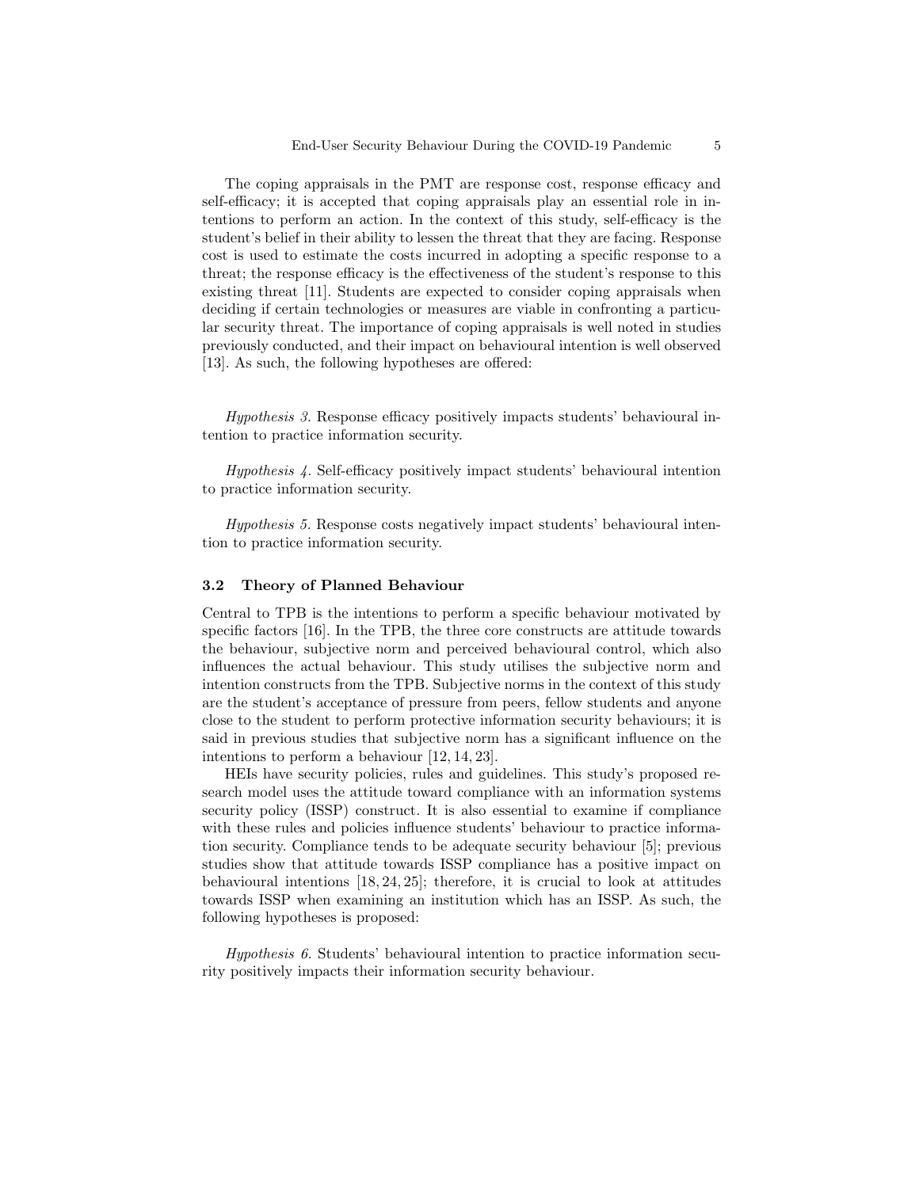The coping appraisals in the PMT are response cost, response efficacy and self-efficacy; it is accepted that coping appraisals play an essential role in intentions to perform an action. In the context of this study, self-efficacy is the student's belief in their ability to lessen the threat that they are facing. Response cost is used to estimate the costs incurred in adopting a specific response to a threat; the response efficacy is the effectiveness of the student's response to this existing threat [11]. Students are expected to consider coping appraisals when deciding if certain technologies or measures are viable in confronting a particular security threat. The importance of coping appraisals is well noted in studies previously conducted, and their impact on behavioural intention is well observed [13]. As such, the following hypotheses are offered:

*Hypothesis 3.* Response efficacy positively impacts students' behavioural intention to practice information security.

*Hypothesis 4.* Self-efficacy positively impact students' behavioural intention to practice information security.

*Hypothesis 5.* Response costs negatively impact students' behavioural intention to practice information security.

### 3.2 Theory of Planned Behaviour

Central to TPB is the intentions to perform a specific behaviour motivated by specific factors [16]. In the TPB, the three core constructs are attitude towards the behaviour, subjective norm and perceived behavioural control, which also influences the actual behaviour. This study utilises the subjective norm and intention constructs from the TPB. Subjective norms in the context of this study are the student's acceptance of pressure from peers, fellow students and anyone close to the student to perform protective information security behaviours; it is said in previous studies that subjective norm has a significant influence on the intentions to perform a behaviour [12, 14, 23].

HEIs have security policies, rules and guidelines. This study's proposed research model uses the attitude toward compliance with an information systems security policy (ISSP) construct. It is also essential to examine if compliance with these rules and policies influence students' behaviour to practice information security. Compliance tends to be adequate security behaviour [5]; previous studies show that attitude towards ISSP compliance has a positive impact on behavioural intentions [18, 24, 25]; therefore, it is crucial to look at attitudes towards ISSP when examining an institution which has an ISSP. As such, the following hypotheses is proposed:

*Hypothesis 6.* Students' behavioural intention to practice information security positively impacts their information security behaviour.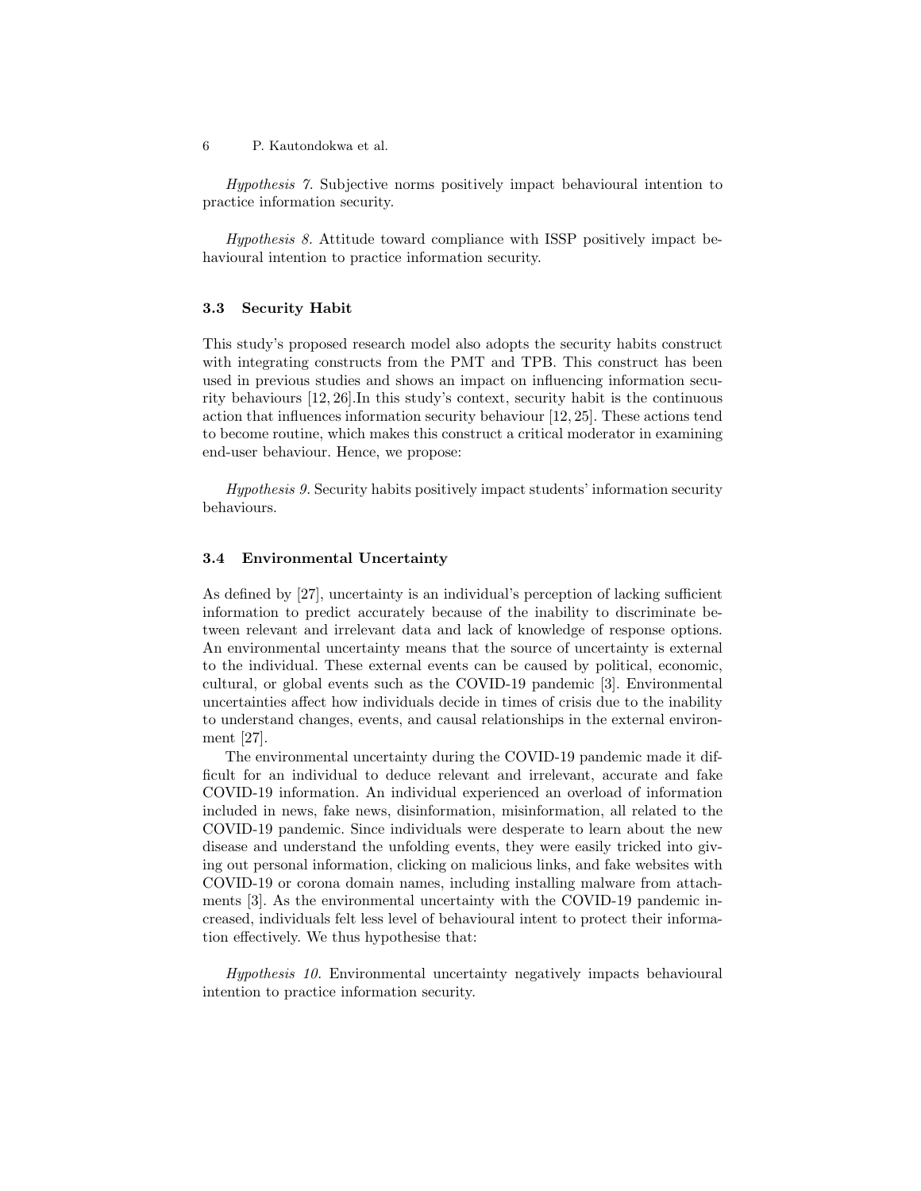*Hypothesis 7.* Subjective norms positively impact behavioural intention to practice information security.

*Hypothesis 8.* Attitude toward compliance with ISSP positively impact behavioural intention to practice information security.

### 3.3 Security Habit

This study's proposed research model also adopts the security habits construct with integrating constructs from the PMT and TPB. This construct has been used in previous studies and shows an impact on influencing information security behaviours [12, 26].In this study's context, security habit is the continuous action that influences information security behaviour [12, 25]. These actions tend to become routine, which makes this construct a critical moderator in examining end-user behaviour. Hence, we propose:

*Hypothesis 9.* Security habits positively impact students' information security behaviours.

### 3.4 Environmental Uncertainty

As defined by [27], uncertainty is an individual's perception of lacking sufficient information to predict accurately because of the inability to discriminate between relevant and irrelevant data and lack of knowledge of response options. An environmental uncertainty means that the source of uncertainty is external to the individual. These external events can be caused by political, economic, cultural, or global events such as the COVID-19 pandemic [3]. Environmental uncertainties affect how individuals decide in times of crisis due to the inability to understand changes, events, and causal relationships in the external environment [27].

The environmental uncertainty during the COVID-19 pandemic made it difficult for an individual to deduce relevant and irrelevant, accurate and fake COVID-19 information. An individual experienced an overload of information included in news, fake news, disinformation, misinformation, all related to the COVID-19 pandemic. Since individuals were desperate to learn about the new disease and understand the unfolding events, they were easily tricked into giving out personal information, clicking on malicious links, and fake websites with COVID-19 or corona domain names, including installing malware from attachments [3]. As the environmental uncertainty with the COVID-19 pandemic increased, individuals felt less level of behavioural intent to protect their information effectively. We thus hypothesise that:

*Hypothesis 10.* Environmental uncertainty negatively impacts behavioural intention to practice information security.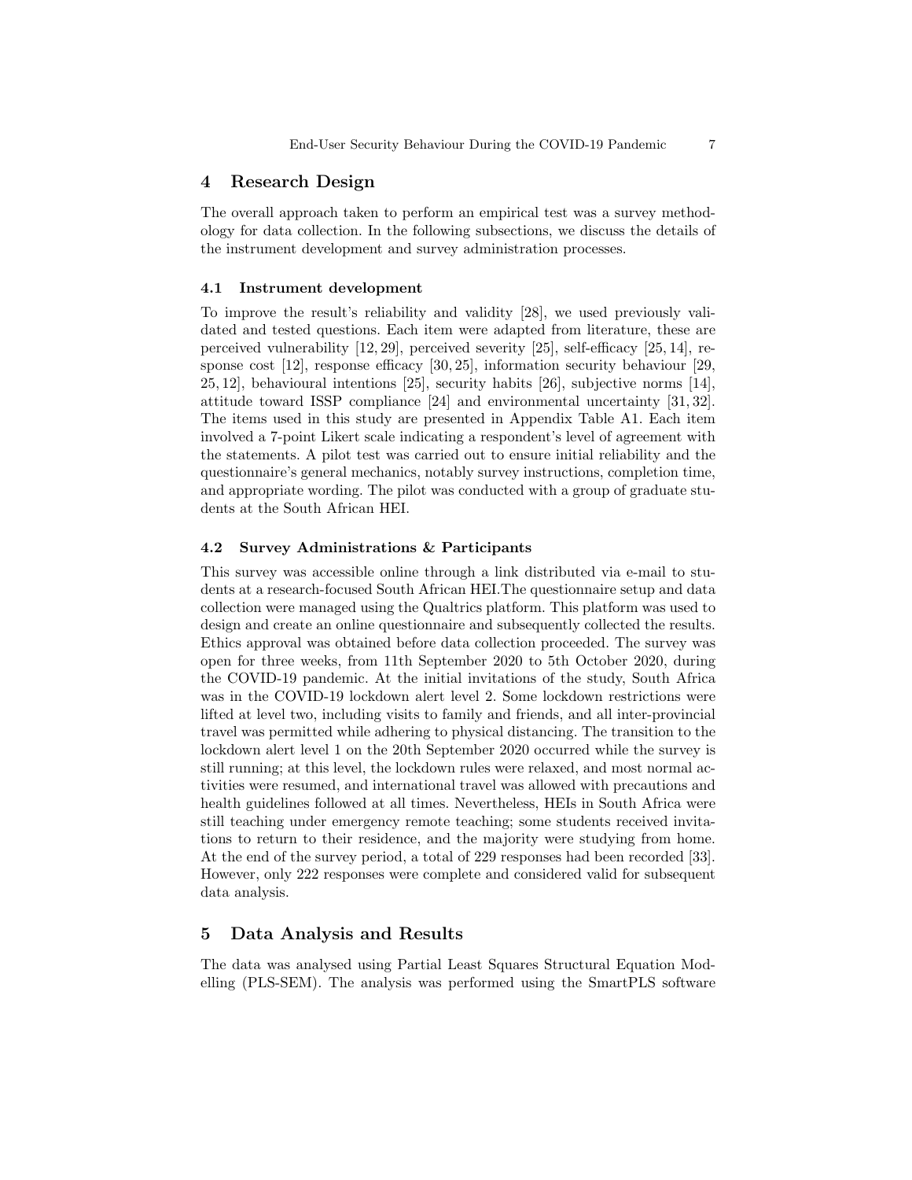## 4 Research Design

The overall approach taken to perform an empirical test was a survey methodology for data collection. In the following subsections, we discuss the details of the instrument development and survey administration processes.

### 4.1 Instrument development

To improve the result's reliability and validity [28], we used previously validated and tested questions. Each item were adapted from literature, these are perceived vulnerability [12, 29], perceived severity [25], self-efficacy [25, 14], response cost [12], response efficacy [30, 25], information security behaviour [29, 25, 12], behavioural intentions [25], security habits [26], subjective norms [14], attitude toward ISSP compliance [24] and environmental uncertainty [31, 32]. The items used in this study are presented in Appendix Table A1. Each item involved a 7-point Likert scale indicating a respondent's level of agreement with the statements. A pilot test was carried out to ensure initial reliability and the questionnaire's general mechanics, notably survey instructions, completion time, and appropriate wording. The pilot was conducted with a group of graduate students at the South African HEI.

### 4.2 Survey Administrations & Participants

This survey was accessible online through a link distributed via e-mail to students at a research-focused South African HEI.The questionnaire setup and data collection were managed using the Qualtrics platform. This platform was used to design and create an online questionnaire and subsequently collected the results. Ethics approval was obtained before data collection proceeded. The survey was open for three weeks, from 11th September 2020 to 5th October 2020, during the COVID-19 pandemic. At the initial invitations of the study, South Africa was in the COVID-19 lockdown alert level 2. Some lockdown restrictions were lifted at level two, including visits to family and friends, and all inter-provincial travel was permitted while adhering to physical distancing. The transition to the lockdown alert level 1 on the 20th September 2020 occurred while the survey is still running; at this level, the lockdown rules were relaxed, and most normal activities were resumed, and international travel was allowed with precautions and health guidelines followed at all times. Nevertheless, HEIs in South Africa were still teaching under emergency remote teaching; some students received invitations to return to their residence, and the majority were studying from home. At the end of the survey period, a total of 229 responses had been recorded [33]. However, only 222 responses were complete and considered valid for subsequent data analysis.

## 5 Data Analysis and Results

The data was analysed using Partial Least Squares Structural Equation Modelling (PLS-SEM). The analysis was performed using the SmartPLS software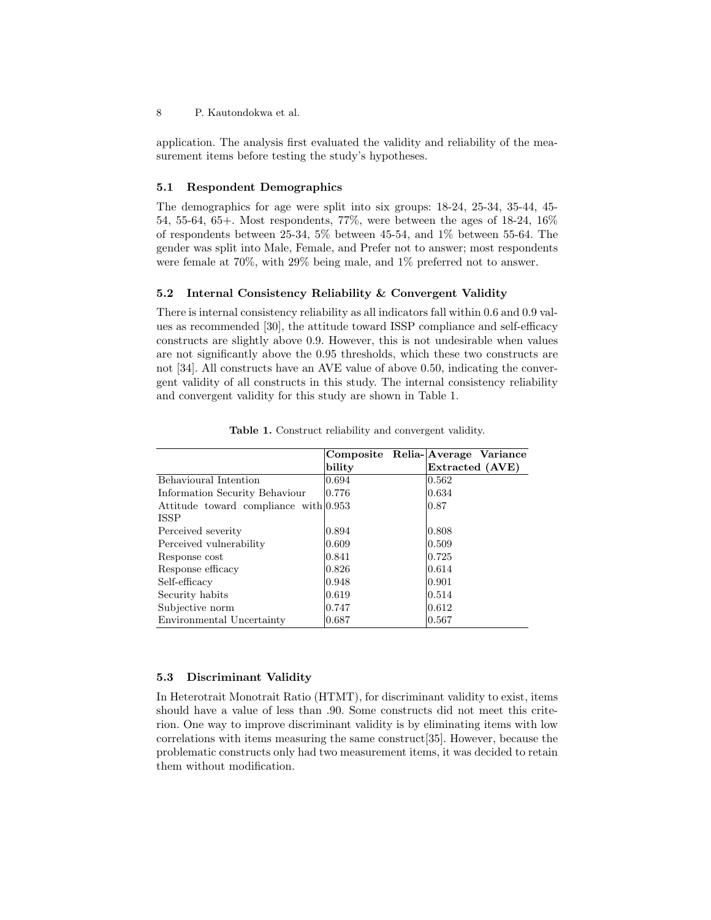application. The analysis first evaluated the validity and reliability of the measurement items before testing the study's hypotheses.

### 5.1 Respondent Demographics

The demographics for age were split into six groups: 18-24, 25-34, 35-44, 45-54, 55-64, 65+. Most respondents, 77%, were between the ages of 18-24, 16% of respondents between 25-34, 5% between 45-54, and 1% between 55-64. The gender was split into Male, Female, and Prefer not to answer; most respondents were female at 70%, with 29% being male, and 1% preferred not to answer.

### 5.2 Internal Consistency Reliability & Convergent Validity

There is internal consistency reliability as all indicators fall within 0.6 and 0.9 values as recommended [30], the attitude toward ISSP compliance and self-efficacy constructs are slightly above 0.9. However, this is not undesirable when values are not significantly above the 0.95 thresholds, which these two constructs are not [34]. All constructs have an AVE value of above 0.50, indicating the convergent validity of all constructs in this study. The internal consistency reliability and convergent validity for this study are shown in Table 1.

**Table 1.** Construct reliability and convergent validity.

| | **Composite Reliability** | **Average Variance Extracted (AVE)** |
|---|---|---|
| Behavioural Intention | 0.694 | 0.562 |
| Information Security Behaviour | 0.776 | 0.634 |
| Attitude toward compliance with ISSP | 0.953 | 0.87 |
| Perceived severity | 0.894 | 0.808 |
| Perceived vulnerability | 0.609 | 0.509 |
| Response cost | 0.841 | 0.725 |
| Response efficacy | 0.826 | 0.614 |
| Self-efficacy | 0.948 | 0.901 |
| Security habits | 0.619 | 0.514 |
| Subjective norm | 0.747 | 0.612 |
| Environmental Uncertainty | 0.687 | 0.567 |

### 5.3 Discriminant Validity

In Heterotrait Monotrait Ratio (HTMT), for discriminant validity to exist, items should have a value of less than .90. Some constructs did not meet this criterion. One way to improve discriminant validity is by eliminating items with low correlations with items measuring the same construct[35]. However, because the problematic constructs only had two measurement items, it was decided to retain them without modification.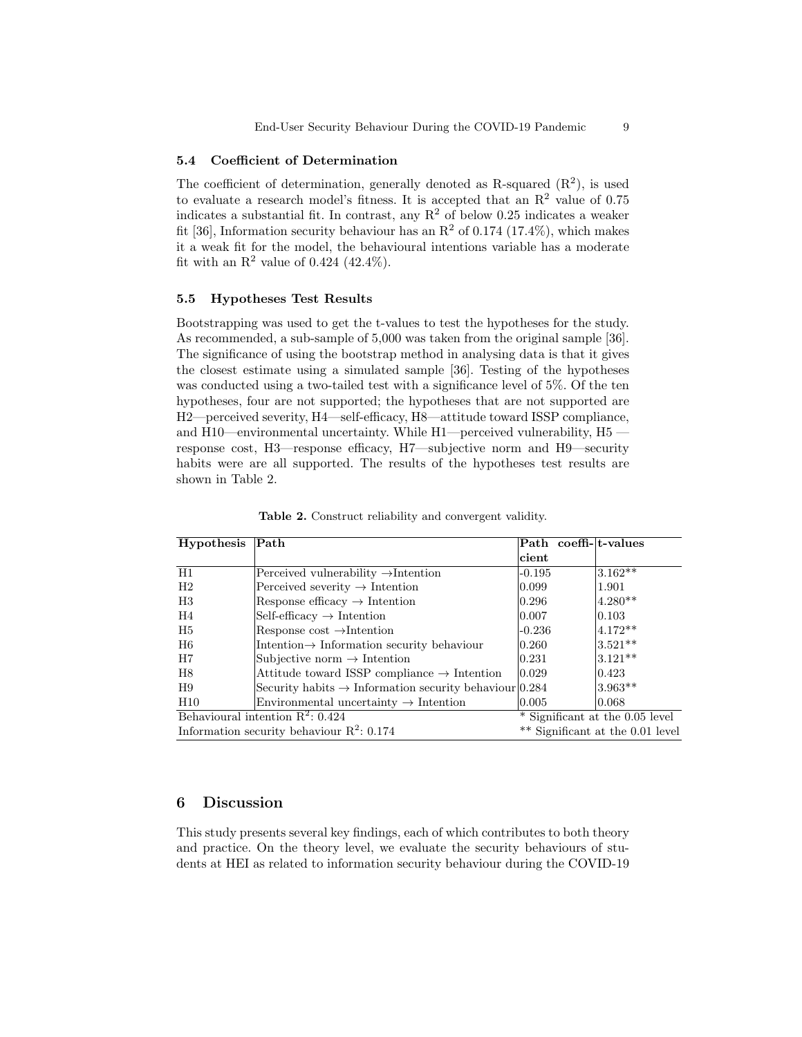### 5.4 Coefficient of Determination

The coefficient of determination, generally denoted as R-squared ($R^2$), is used to evaluate a research model's fitness. It is accepted that an $R^2$ value of 0.75 indicates a substantial fit. In contrast, any $R^2$ of below 0.25 indicates a weaker fit [36], Information security behaviour has an $R^2$ of 0.174 (17.4%), which makes it a weak fit for the model, the behavioural intentions variable has a moderate fit with an $R^2$ value of 0.424 (42.4%).

### 5.5 Hypotheses Test Results

Bootstrapping was used to get the t-values to test the hypotheses for the study. As recommended, a sub-sample of 5,000 was taken from the original sample [36]. The significance of using the bootstrap method in analysing data is that it gives the closest estimate using a simulated sample [36]. Testing of the hypotheses was conducted using a two-tailed test with a significance level of 5%. Of the ten hypotheses, four are not supported; the hypotheses that are not supported are H2—perceived severity, H4—self-efficacy, H8—attitude toward ISSP compliance, and H10—environmental uncertainty. While H1—perceived vulnerability, H5 —response cost, H3—response efficacy, H7—subjective norm and H9—security habits were are all supported. The results of the hypotheses test results are shown in Table 2.

**Table 2.** Construct reliability and convergent validity.

| Hypothesis | Path | Path coefficient | t-values |
|---|---|---|---|
| H1 | Perceived vulnerability → Intention | -0.195 | 3.162** |
| H2 | Perceived severity → Intention | 0.099 | 1.901 |
| H3 | Response efficacy → Intention | 0.296 | 4.280** |
| H4 | Self-efficacy → Intention | 0.007 | 0.103 |
| H5 | Response cost → Intention | -0.236 | 4.172** |
| H6 | Intention → Information security behaviour | 0.260 | 3.521** |
| H7 | Subjective norm → Intention | 0.231 | 3.121** |
| H8 | Attitude toward ISSP compliance → Intention | 0.029 | 0.423 |
| H9 | Security habits → Information security behaviour | 0.284 | 3.963** |
| H10 | Environmental uncertainty → Intention | 0.005 | 0.068 |
| Behavioural intention $R^2$: 0.424 | | * Significant at the 0.05 level | |
| Information security behaviour $R^2$: 0.174 | | ** Significant at the 0.01 level | |

## 6 Discussion

This study presents several key findings, each of which contributes to both theory and practice. On the theory level, we evaluate the security behaviours of students at HEI as related to information security behaviour during the COVID-19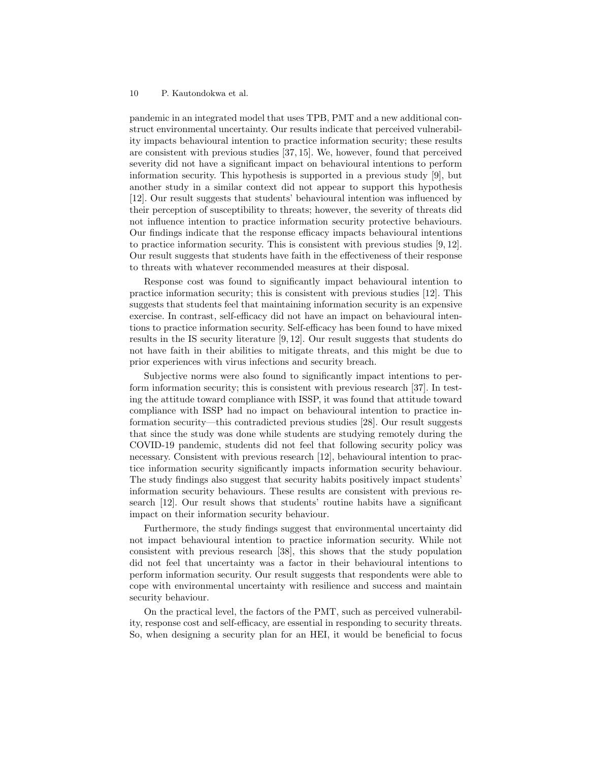pandemic in an integrated model that uses TPB, PMT and a new additional construct environmental uncertainty. Our results indicate that perceived vulnerability impacts behavioural intention to practice information security; these results are consistent with previous studies [37, 15]. We, however, found that perceived severity did not have a significant impact on behavioural intentions to perform information security. This hypothesis is supported in a previous study [9], but another study in a similar context did not appear to support this hypothesis [12]. Our result suggests that students' behavioural intention was influenced by their perception of susceptibility to threats; however, the severity of threats did not influence intention to practice information security protective behaviours. Our findings indicate that the response efficacy impacts behavioural intentions to practice information security. This is consistent with previous studies [9, 12]. Our result suggests that students have faith in the effectiveness of their response to threats with whatever recommended measures at their disposal.

Response cost was found to significantly impact behavioural intention to practice information security; this is consistent with previous studies [12]. This suggests that students feel that maintaining information security is an expensive exercise. In contrast, self-efficacy did not have an impact on behavioural intentions to practice information security. Self-efficacy has been found to have mixed results in the IS security literature [9, 12]. Our result suggests that students do not have faith in their abilities to mitigate threats, and this might be due to prior experiences with virus infections and security breach.

Subjective norms were also found to significantly impact intentions to perform information security; this is consistent with previous research [37]. In testing the attitude toward compliance with ISSP, it was found that attitude toward compliance with ISSP had no impact on behavioural intention to practice information security—this contradicted previous studies [28]. Our result suggests that since the study was done while students are studying remotely during the COVID-19 pandemic, students did not feel that following security policy was necessary. Consistent with previous research [12], behavioural intention to practice information security significantly impacts information security behaviour. The study findings also suggest that security habits positively impact students' information security behaviours. These results are consistent with previous research [12]. Our result shows that students' routine habits have a significant impact on their information security behaviour.

Furthermore, the study findings suggest that environmental uncertainty did not impact behavioural intention to practice information security. While not consistent with previous research [38], this shows that the study population did not feel that uncertainty was a factor in their behavioural intentions to perform information security. Our result suggests that respondents were able to cope with environmental uncertainty with resilience and success and maintain security behaviour.

On the practical level, the factors of the PMT, such as perceived vulnerability, response cost and self-efficacy, are essential in responding to security threats. So, when designing a security plan for an HEI, it would be beneficial to focus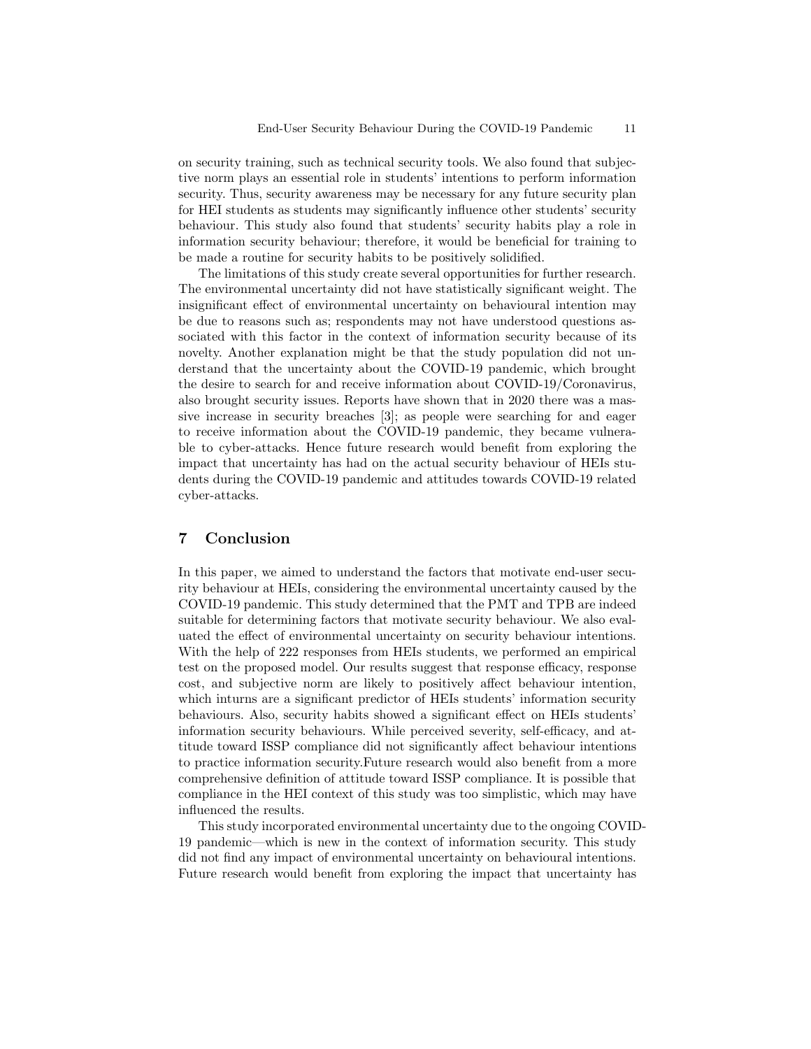on security training, such as technical security tools. We also found that subjective norm plays an essential role in students' intentions to perform information security. Thus, security awareness may be necessary for any future security plan for HEI students as students may significantly influence other students' security behaviour. This study also found that students' security habits play a role in information security behaviour; therefore, it would be beneficial for training to be made a routine for security habits to be positively solidified.

The limitations of this study create several opportunities for further research. The environmental uncertainty did not have statistically significant weight. The insignificant effect of environmental uncertainty on behavioural intention may be due to reasons such as; respondents may not have understood questions associated with this factor in the context of information security because of its novelty. Another explanation might be that the study population did not understand that the uncertainty about the COVID-19 pandemic, which brought the desire to search for and receive information about COVID-19/Coronavirus, also brought security issues. Reports have shown that in 2020 there was a massive increase in security breaches [3]; as people were searching for and eager to receive information about the COVID-19 pandemic, they became vulnerable to cyber-attacks. Hence future research would benefit from exploring the impact that uncertainty has had on the actual security behaviour of HEIs students during the COVID-19 pandemic and attitudes towards COVID-19 related cyber-attacks.

## 7 Conclusion

In this paper, we aimed to understand the factors that motivate end-user security behaviour at HEIs, considering the environmental uncertainty caused by the COVID-19 pandemic. This study determined that the PMT and TPB are indeed suitable for determining factors that motivate security behaviour. We also evaluated the effect of environmental uncertainty on security behaviour intentions. With the help of 222 responses from HEIs students, we performed an empirical test on the proposed model. Our results suggest that response efficacy, response cost, and subjective norm are likely to positively affect behaviour intention, which inturns are a significant predictor of HEIs students' information security behaviours. Also, security habits showed a significant effect on HEIs students' information security behaviours. While perceived severity, self-efficacy, and attitude toward ISSP compliance did not significantly affect behaviour intentions to practice information security.Future research would also benefit from a more comprehensive definition of attitude toward ISSP compliance. It is possible that compliance in the HEI context of this study was too simplistic, which may have influenced the results.

This study incorporated environmental uncertainty due to the ongoing COVID-19 pandemic—which is new in the context of information security. This study did not find any impact of environmental uncertainty on behavioural intentions. Future research would benefit from exploring the impact that uncertainty has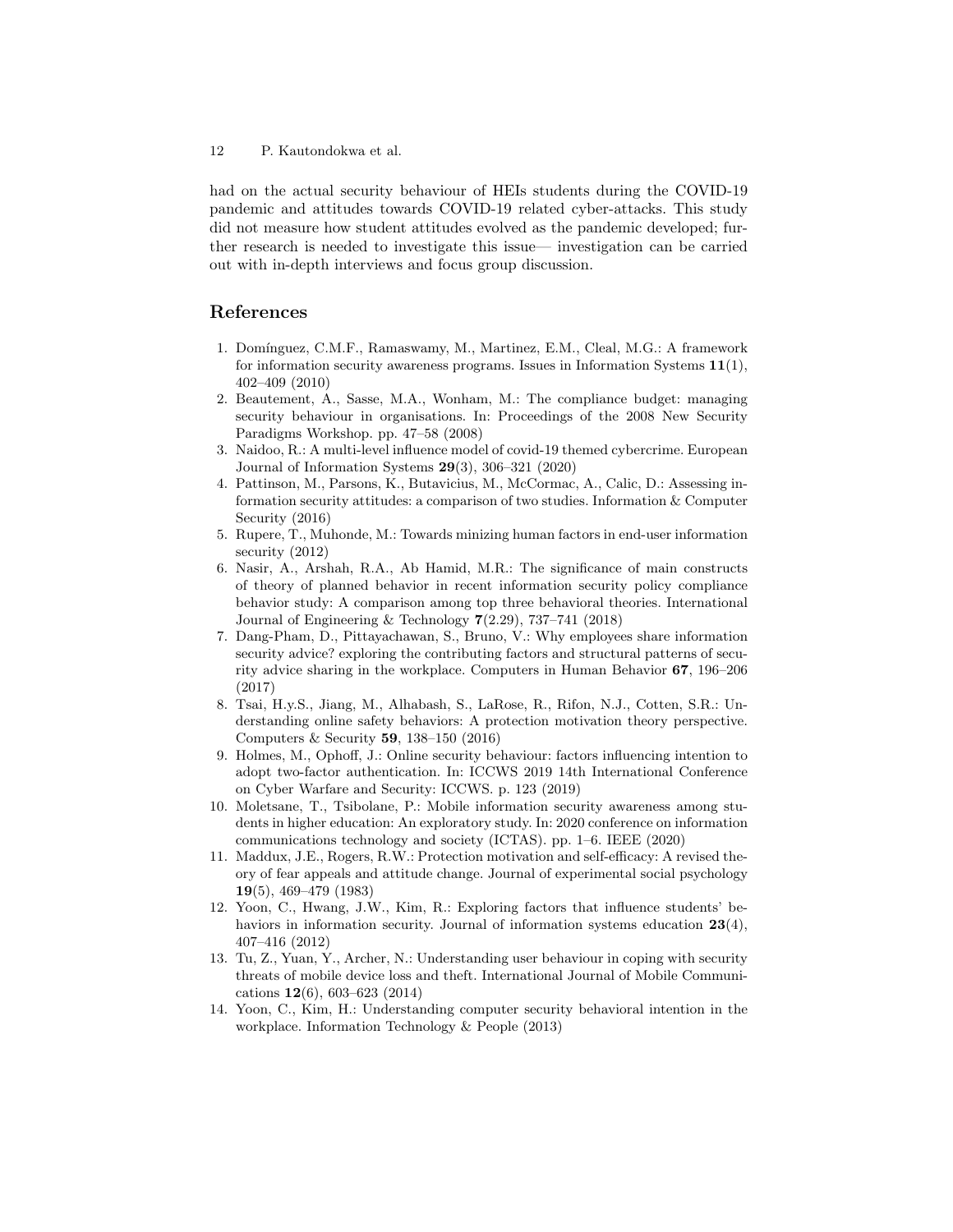had on the actual security behaviour of HEIs students during the COVID-19 pandemic and attitudes towards COVID-19 related cyber-attacks. This study did not measure how student attitudes evolved as the pandemic developed; further research is needed to investigate this issue— investigation can be carried out with in-depth interviews and focus group discussion.

## References

1. Domínguez, C.M.F., Ramaswamy, M., Martinez, E.M., Cleal, M.G.: A framework for information security awareness programs. Issues in Information Systems **11**(1), 402–409 (2010)
2. Beautement, A., Sasse, M.A., Wonham, M.: The compliance budget: managing security behaviour in organisations. In: Proceedings of the 2008 New Security Paradigms Workshop. pp. 47–58 (2008)
3. Naidoo, R.: A multi-level influence model of covid-19 themed cybercrime. European Journal of Information Systems **29**(3), 306–321 (2020)
4. Pattinson, M., Parsons, K., Butavicius, M., McCormac, A., Calic, D.: Assessing information security attitudes: a comparison of two studies. Information & Computer Security (2016)
5. Rupere, T., Muhonde, M.: Towards minizing human factors in end-user information security (2012)
6. Nasir, A., Arshah, R.A., Ab Hamid, M.R.: The significance of main constructs of theory of planned behavior in recent information security policy compliance behavior study: A comparison among top three behavioral theories. International Journal of Engineering & Technology **7**(2.29), 737–741 (2018)
7. Dang-Pham, D., Pittayachawan, S., Bruno, V.: Why employees share information security advice? exploring the contributing factors and structural patterns of security advice sharing in the workplace. Computers in Human Behavior **67**, 196–206 (2017)
8. Tsai, H.y.S., Jiang, M., Alhabash, S., LaRose, R., Rifon, N.J., Cotten, S.R.: Understanding online safety behaviors: A protection motivation theory perspective. Computers & Security **59**, 138–150 (2016)
9. Holmes, M., Ophoff, J.: Online security behaviour: factors influencing intention to adopt two-factor authentication. In: ICCWS 2019 14th International Conference on Cyber Warfare and Security: ICCWS. p. 123 (2019)
10. Moletsane, T., Tsibolane, P.: Mobile information security awareness among students in higher education: An exploratory study. In: 2020 conference on information communications technology and society (ICTAS). pp. 1–6. IEEE (2020)
11. Maddux, J.E., Rogers, R.W.: Protection motivation and self-efficacy: A revised theory of fear appeals and attitude change. Journal of experimental social psychology **19**(5), 469–479 (1983)
12. Yoon, C., Hwang, J.W., Kim, R.: Exploring factors that influence students' behaviors in information security. Journal of information systems education **23**(4), 407–416 (2012)
13. Tu, Z., Yuan, Y., Archer, N.: Understanding user behaviour in coping with security threats of mobile device loss and theft. International Journal of Mobile Communications **12**(6), 603–623 (2014)
14. Yoon, C., Kim, H.: Understanding computer security behavioral intention in the workplace. Information Technology & People (2013)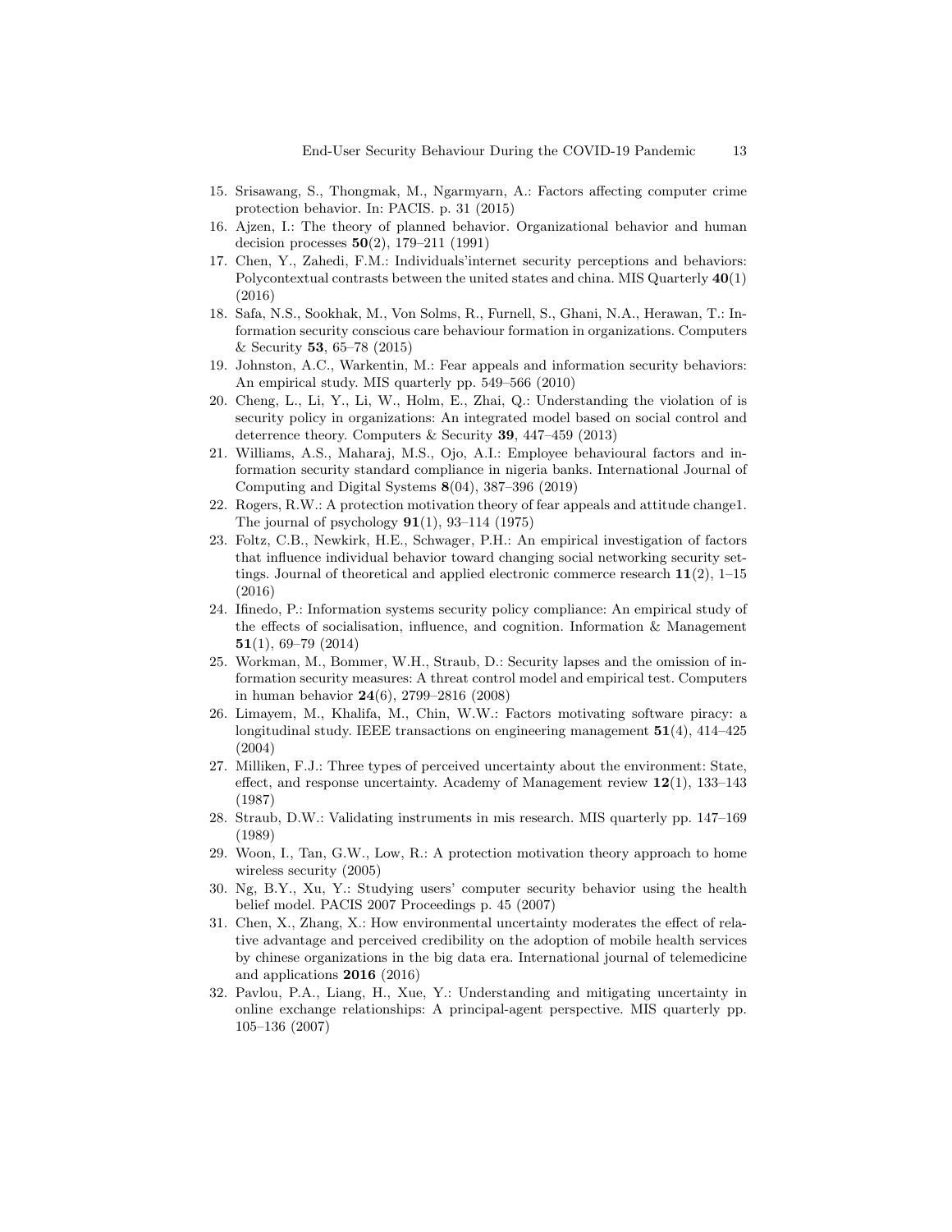15. Srisawang, S., Thongmak, M., Ngarmyarn, A.: Factors affecting computer crime protection behavior. In: PACIS. p. 31 (2015)
16. Ajzen, I.: The theory of planned behavior. Organizational behavior and human decision processes **50**(2), 179–211 (1991)
17. Chen, Y., Zahedi, F.M.: Individuals'internet security perceptions and behaviors: Polycontextual contrasts between the united states and china. MIS Quarterly **40**(1) (2016)
18. Safa, N.S., Sookhak, M., Von Solms, R., Furnell, S., Ghani, N.A., Herawan, T.: Information security conscious care behaviour formation in organizations. Computers & Security **53**, 65–78 (2015)
19. Johnston, A.C., Warkentin, M.: Fear appeals and information security behaviors: An empirical study. MIS quarterly pp. 549–566 (2010)
20. Cheng, L., Li, Y., Li, W., Holm, E., Zhai, Q.: Understanding the violation of is security policy in organizations: An integrated model based on social control and deterrence theory. Computers & Security **39**, 447–459 (2013)
21. Williams, A.S., Maharaj, M.S., Ojo, A.I.: Employee behavioural factors and information security standard compliance in nigeria banks. International Journal of Computing and Digital Systems **8**(04), 387–396 (2019)
22. Rogers, R.W.: A protection motivation theory of fear appeals and attitude change1. The journal of psychology **91**(1), 93–114 (1975)
23. Foltz, C.B., Newkirk, H.E., Schwager, P.H.: An empirical investigation of factors that influence individual behavior toward changing social networking security settings. Journal of theoretical and applied electronic commerce research **11**(2), 1–15 (2016)
24. Ifinedo, P.: Information systems security policy compliance: An empirical study of the effects of socialisation, influence, and cognition. Information & Management **51**(1), 69–79 (2014)
25. Workman, M., Bommer, W.H., Straub, D.: Security lapses and the omission of information security measures: A threat control model and empirical test. Computers in human behavior **24**(6), 2799–2816 (2008)
26. Limayem, M., Khalifa, M., Chin, W.W.: Factors motivating software piracy: a longitudinal study. IEEE transactions on engineering management **51**(4), 414–425 (2004)
27. Milliken, F.J.: Three types of perceived uncertainty about the environment: State, effect, and response uncertainty. Academy of Management review **12**(1), 133–143 (1987)
28. Straub, D.W.: Validating instruments in mis research. MIS quarterly pp. 147–169 (1989)
29. Woon, I., Tan, G.W., Low, R.: A protection motivation theory approach to home wireless security (2005)
30. Ng, B.Y., Xu, Y.: Studying users' computer security behavior using the health belief model. PACIS 2007 Proceedings p. 45 (2007)
31. Chen, X., Zhang, X.: How environmental uncertainty moderates the effect of relative advantage and perceived credibility on the adoption of mobile health services by chinese organizations in the big data era. International journal of telemedicine and applications **2016** (2016)
32. Pavlou, P.A., Liang, H., Xue, Y.: Understanding and mitigating uncertainty in online exchange relationships: A principal-agent perspective. MIS quarterly pp. 105–136 (2007)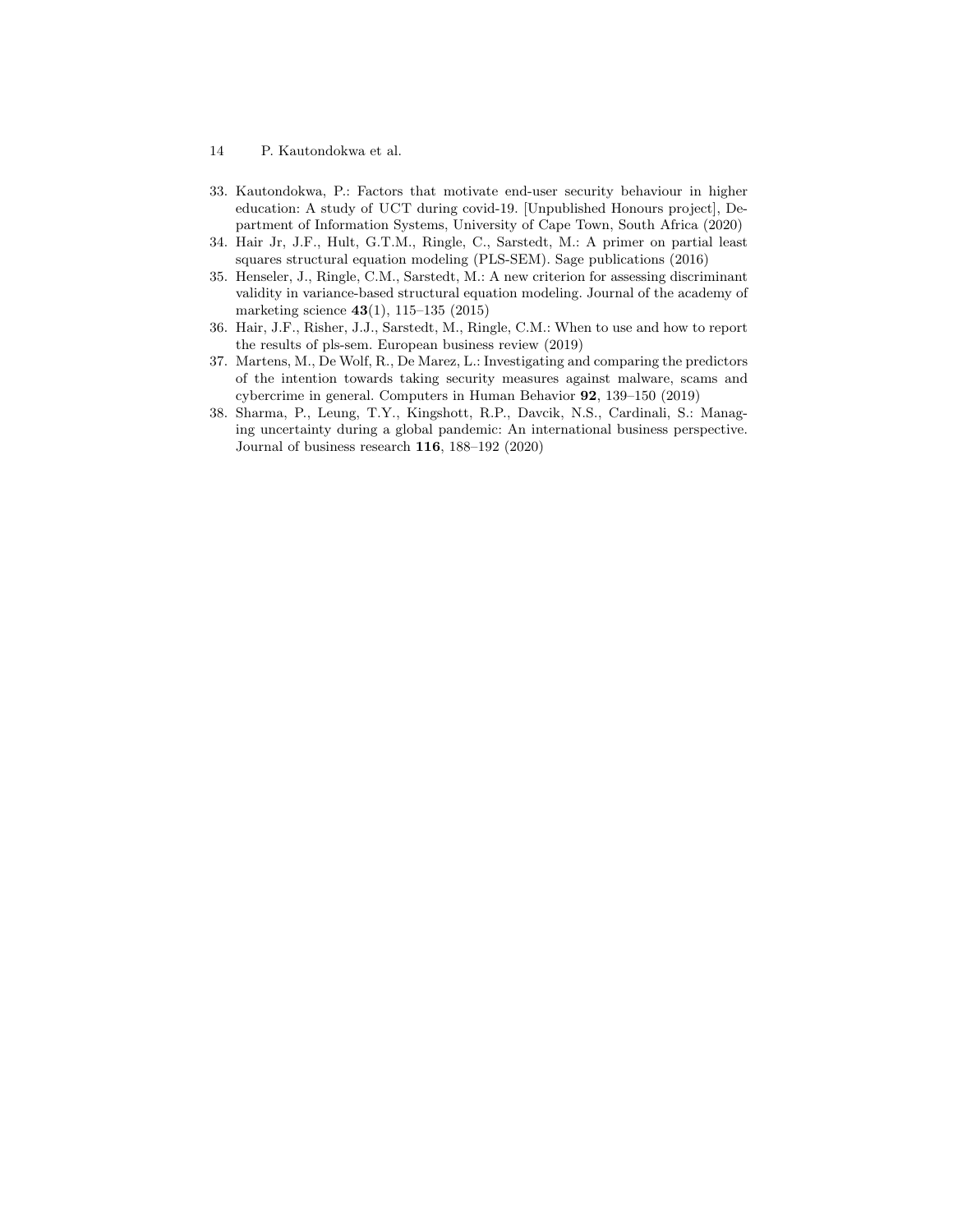33. Kautondokwa, P.: Factors that motivate end-user security behaviour in higher education: A study of UCT during covid-19. [Unpublished Honours project], Department of Information Systems, University of Cape Town, South Africa (2020)
34. Hair Jr, J.F., Hult, G.T.M., Ringle, C., Sarstedt, M.: A primer on partial least squares structural equation modeling (PLS-SEM). Sage publications (2016)
35. Henseler, J., Ringle, C.M., Sarstedt, M.: A new criterion for assessing discriminant validity in variance-based structural equation modeling. Journal of the academy of marketing science **43**(1), 115–135 (2015)
36. Hair, J.F., Risher, J.J., Sarstedt, M., Ringle, C.M.: When to use and how to report the results of pls-sem. European business review (2019)
37. Martens, M., De Wolf, R., De Marez, L.: Investigating and comparing the predictors of the intention towards taking security measures against malware, scams and cybercrime in general. Computers in Human Behavior **92**, 139–150 (2019)
38. Sharma, P., Leung, T.Y., Kingshott, R.P., Davcik, N.S., Cardinali, S.: Managing uncertainty during a global pandemic: An international business perspective. Journal of business research **116**, 188–192 (2020)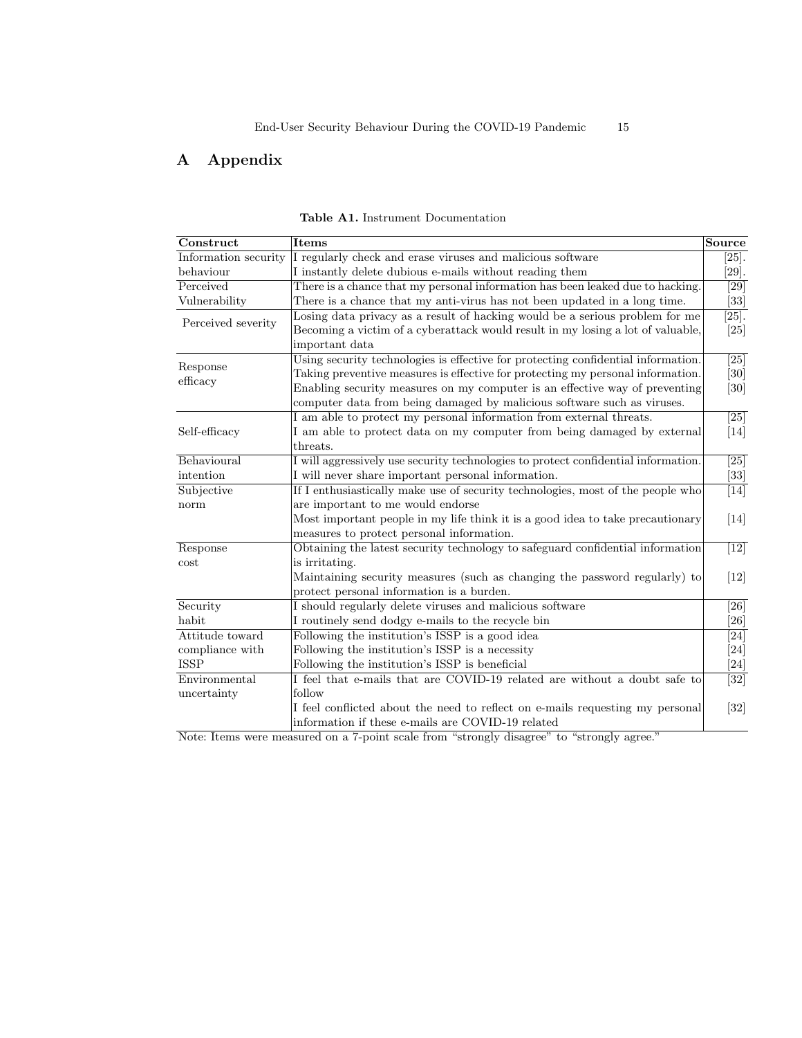# A Appendix

**Table A1.** Instrument Documentation

| Construct | Items | Source |
|---|---|---|
| Information security behaviour | I regularly check and erase viruses and malicious software | [25]. |
| | I instantly delete dubious e-mails without reading them | [29]. |
| Perceived Vulnerability | There is a chance that my personal information has been leaked due to hacking. | [29] |
| | There is a chance that my anti-virus has not been updated in a long time. | [33] |
| Perceived severity | Losing data privacy as a result of hacking would be a serious problem for me | [25]. |
| | Becoming a victim of a cyberattack would result in my losing a lot of valuable, important data | [25] |
| Response efficacy | Using security technologies is effective for protecting confidential information. | [25] |
| | Taking preventive measures is effective for protecting my personal information. | [30] |
| | Enabling security measures on my computer is an effective way of preventing computer data from being damaged by malicious software such as viruses. | [30] |
| Self-efficacy | I am able to protect my personal information from external threats. | [25] |
| | I am able to protect data on my computer from being damaged by external threats. | [14] |
| Behavioural intention | I will aggressively use security technologies to protect confidential information. | [25] |
| | I will never share important personal information. | [33] |
| Subjective norm | If I enthusiastically make use of security technologies, most of the people who are important to me would endorse | [14] |
| | Most important people in my life think it is a good idea to take precautionary measures to protect personal information. | [14] |
| Response cost | Obtaining the latest security technology to safeguard confidential information is irritating. | [12] |
| | Maintaining security measures (such as changing the password regularly) to protect personal information is a burden. | [12] |
| Security habit | I should regularly delete viruses and malicious software | [26] |
| | I routinely send dodgy e-mails to the recycle bin | [26] |
| Attitude toward compliance with ISSP | Following the institution's ISSP is a good idea | [24] |
| | Following the institution's ISSP is a necessity | [24] |
| | Following the institution's ISSP is beneficial | [24] |
| Environmental uncertainty | I feel that e-mails that are COVID-19 related are without a doubt safe to follow | [32] |
| | I feel conflicted about the need to reflect on e-mails requesting my personal information if these e-mails are COVID-19 related | [32] |

Note: Items were measured on a 7-point scale from "strongly disagree" to "strongly agree."